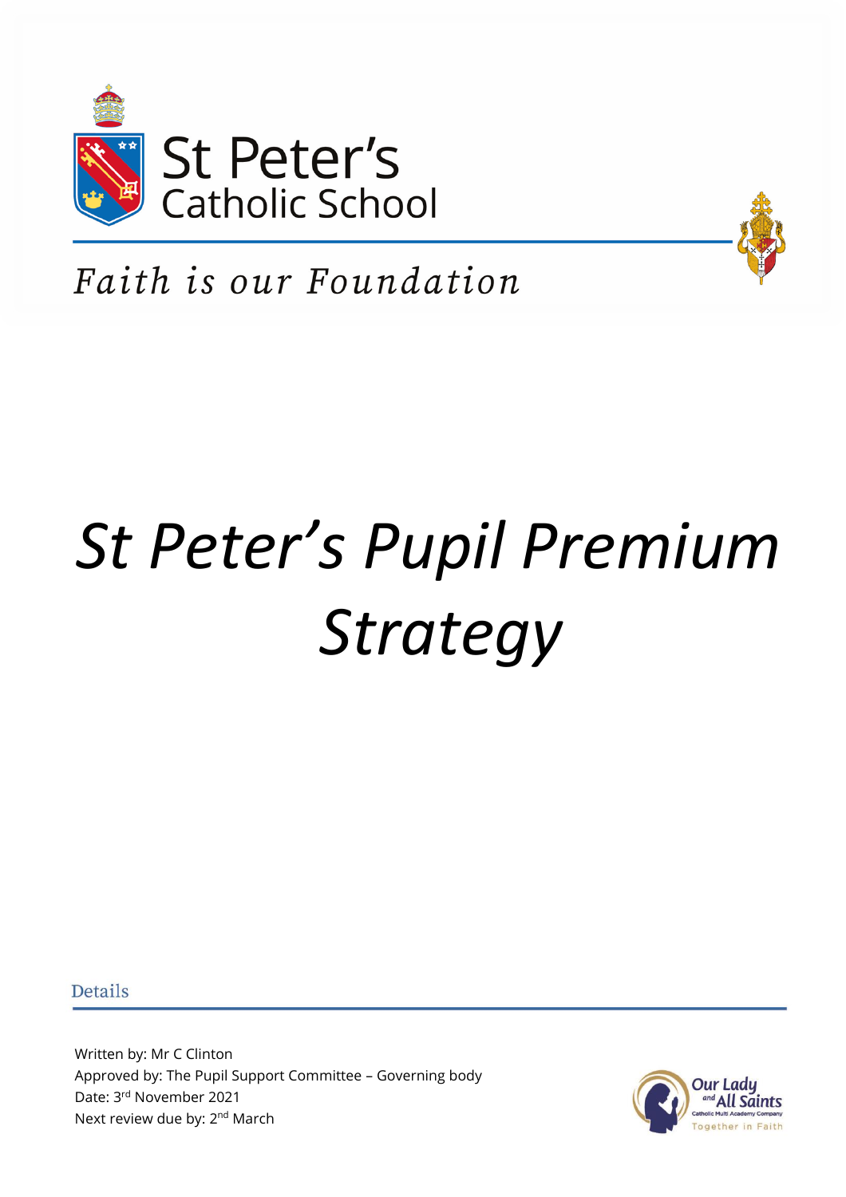St Peter's
Catholic School

*Faith is our Foundation*

# *St Peter's Pupil Premium Strategy*

## Details

Written by: Mr C Clinton
Approved by: The Pupil Support Committee – Governing body
Date: 3rd November 2021
Next review due by: 2nd March

Our Lady and All Saints
Catholic Multi Academy Company
Together in Faith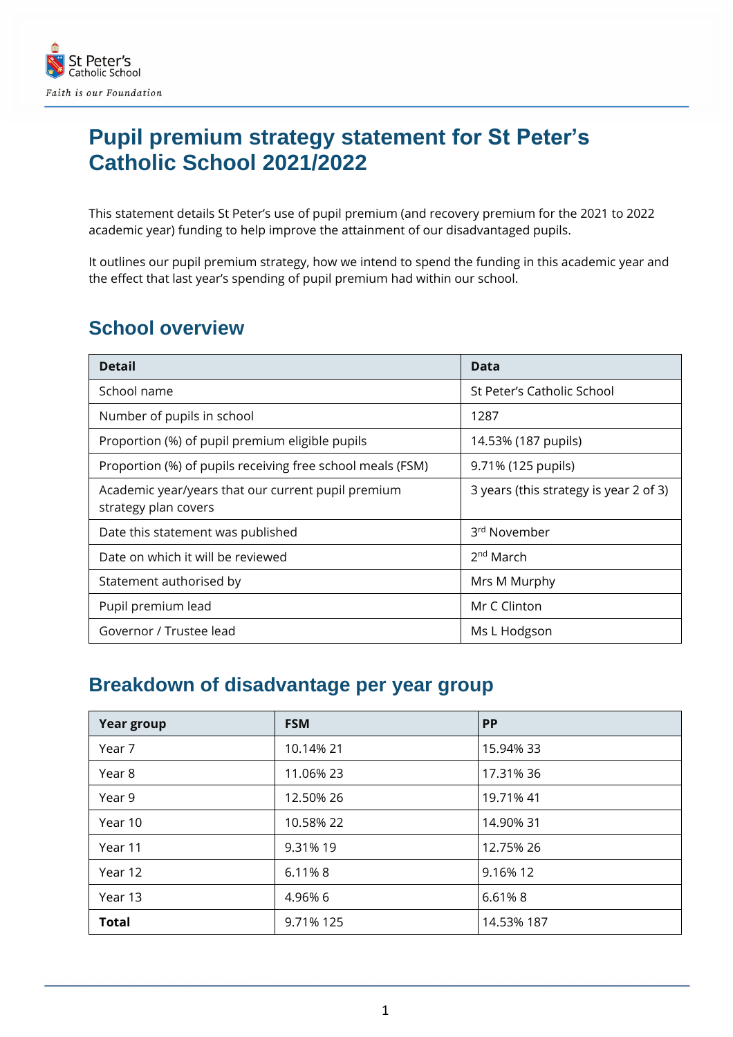# Pupil premium strategy statement for St Peter's Catholic School 2021/2022

This statement details St Peter's use of pupil premium (and recovery premium for the 2021 to 2022 academic year) funding to help improve the attainment of our disadvantaged pupils.

It outlines our pupil premium strategy, how we intend to spend the funding in this academic year and the effect that last year's spending of pupil premium had within our school.

## School overview

| Detail | Data |
|---|---|
| School name | St Peter's Catholic School |
| Number of pupils in school | 1287 |
| Proportion (%) of pupil premium eligible pupils | 14.53% (187 pupils) |
| Proportion (%) of pupils receiving free school meals (FSM) | 9.71% (125 pupils) |
| Academic year/years that our current pupil premium strategy plan covers | 3 years (this strategy is year 2 of 3) |
| Date this statement was published | 3rd November |
| Date on which it will be reviewed | 2nd March |
| Statement authorised by | Mrs M Murphy |
| Pupil premium lead | Mr C Clinton |
| Governor / Trustee lead | Ms L Hodgson |

## Breakdown of disadvantage per year group

| Year group | FSM | PP |
|---|---|---|
| Year 7 | 10.14% 21 | 15.94% 33 |
| Year 8 | 11.06% 23 | 17.31% 36 |
| Year 9 | 12.50% 26 | 19.71% 41 |
| Year 10 | 10.58% 22 | 14.90% 31 |
| Year 11 | 9.31% 19 | 12.75% 26 |
| Year 12 | 6.11% 8 | 9.16% 12 |
| Year 13 | 4.96% 6 | 6.61% 8 |
| **Total** | 9.71% 125 | 14.53% 187 |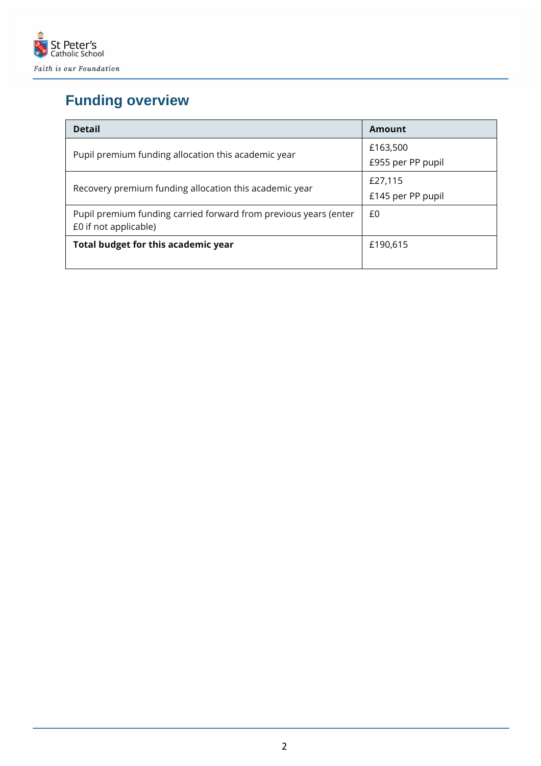## Funding overview

| Detail | Amount |
|---|---|
| Pupil premium funding allocation this academic year | £163,500<br>£955 per PP pupil |
| Recovery premium funding allocation this academic year | £27,115<br>£145 per PP pupil |
| Pupil premium funding carried forward from previous years (enter £0 if not applicable) | £0 |
| **Total budget for this academic year** | £190,615 |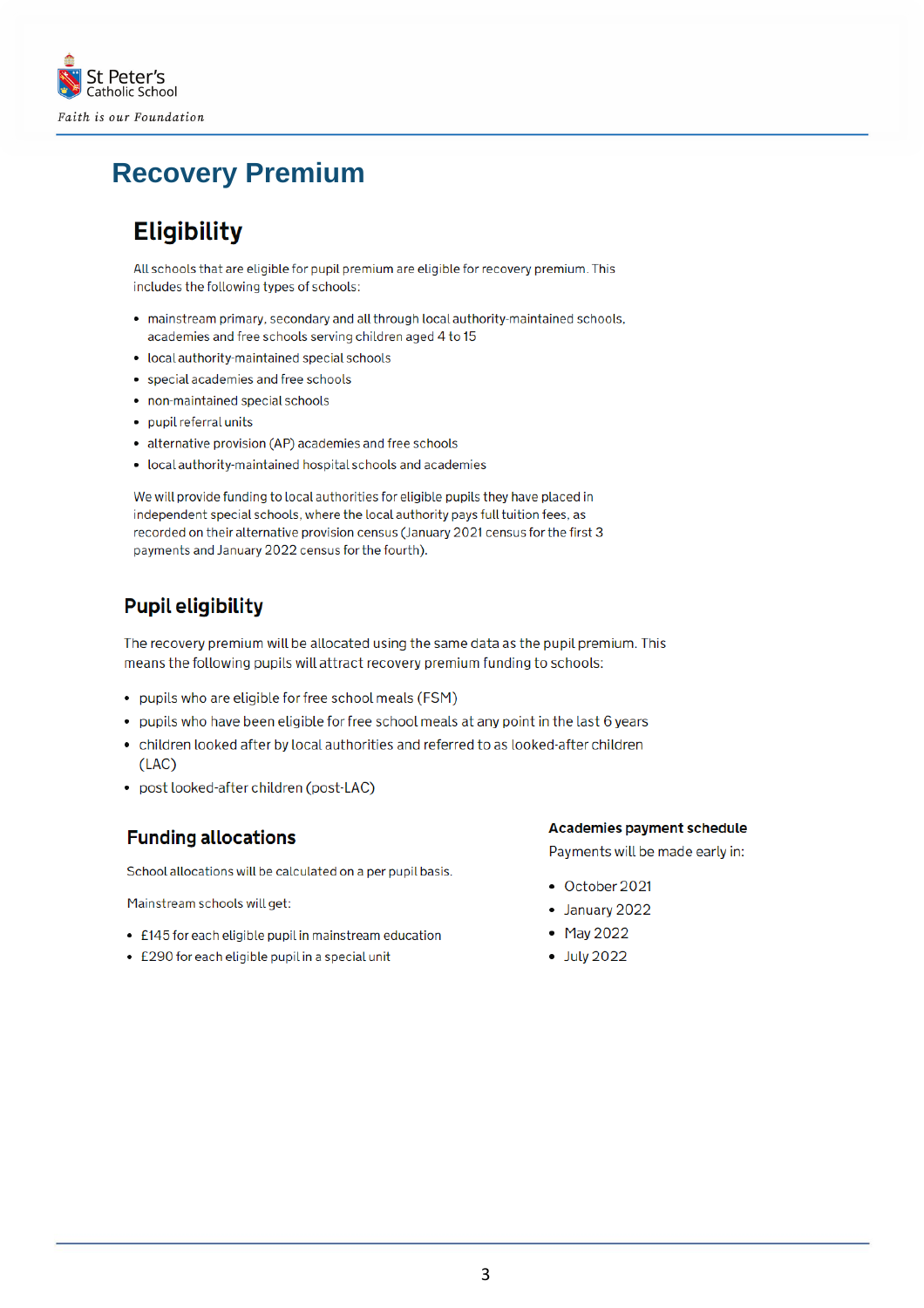# Recovery Premium

## Eligibility

All schools that are eligible for pupil premium are eligible for recovery premium. This includes the following types of schools:

- mainstream primary, secondary and all through local authority-maintained schools, academies and free schools serving children aged 4 to 15
- local authority-maintained special schools
- special academies and free schools
- non-maintained special schools
- pupil referral units
- alternative provision (AP) academies and free schools
- local authority-maintained hospital schools and academies

We will provide funding to local authorities for eligible pupils they have placed in independent special schools, where the local authority pays full tuition fees, as recorded on their alternative provision census (January 2021 census for the first 3 payments and January 2022 census for the fourth).

### Pupil eligibility

The recovery premium will be allocated using the same data as the pupil premium. This means the following pupils will attract recovery premium funding to schools:

- pupils who are eligible for free school meals (FSM)
- pupils who have been eligible for free school meals at any point in the last 6 years
- children looked after by local authorities and referred to as looked-after children (LAC)
- post looked-after children (post-LAC)

### Funding allocations

School allocations will be calculated on a per pupil basis.

Mainstream schools will get:

- £145 for each eligible pupil in mainstream education
- £290 for each eligible pupil in a special unit

#### Academies payment schedule

Payments will be made early in:

- October 2021
- January 2022
- May 2022
- July 2022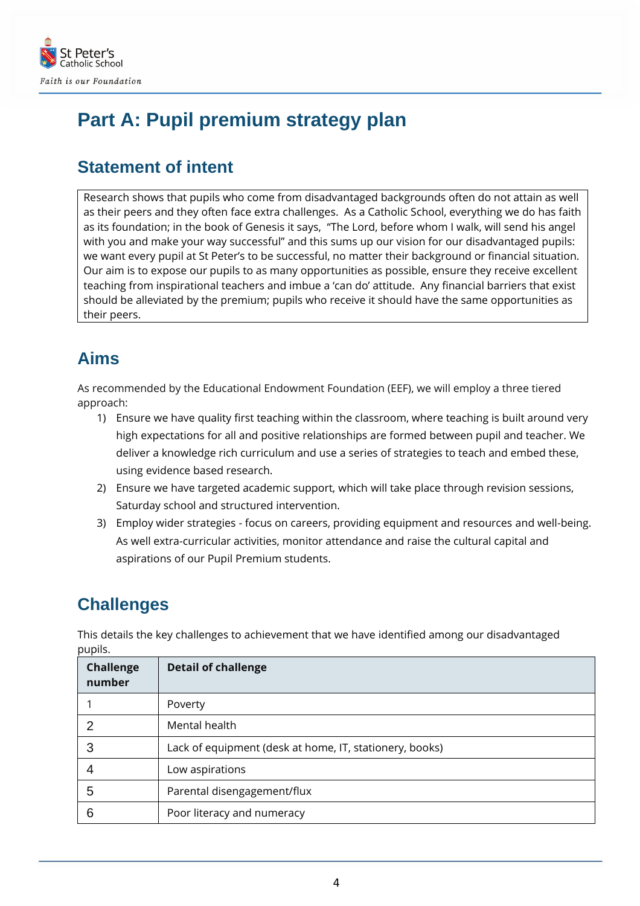# Part A: Pupil premium strategy plan

## Statement of intent

Research shows that pupils who come from disadvantaged backgrounds often do not attain as well as their peers and they often face extra challenges. As a Catholic School, everything we do has faith as its foundation; in the book of Genesis it says, "The Lord, before whom I walk, will send his angel with you and make your way successful" and this sums up our vision for our disadvantaged pupils: we want every pupil at St Peter's to be successful, no matter their background or financial situation. Our aim is to expose our pupils to as many opportunities as possible, ensure they receive excellent teaching from inspirational teachers and imbue a 'can do' attitude. Any financial barriers that exist should be alleviated by the premium; pupils who receive it should have the same opportunities as their peers.

## Aims

As recommended by the Educational Endowment Foundation (EEF), we will employ a three tiered approach:

1) Ensure we have quality first teaching within the classroom, where teaching is built around very high expectations for all and positive relationships are formed between pupil and teacher. We deliver a knowledge rich curriculum and use a series of strategies to teach and embed these, using evidence based research.
2) Ensure we have targeted academic support, which will take place through revision sessions, Saturday school and structured intervention.
3) Employ wider strategies - focus on careers, providing equipment and resources and well-being. As well extra-curricular activities, monitor attendance and raise the cultural capital and aspirations of our Pupil Premium students.

## Challenges

This details the key challenges to achievement that we have identified among our disadvantaged pupils.

| Challenge number | Detail of challenge |
|---|---|
| 1 | Poverty |
| 2 | Mental health |
| 3 | Lack of equipment (desk at home, IT, stationery, books) |
| 4 | Low aspirations |
| 5 | Parental disengagement/flux |
| 6 | Poor literacy and numeracy |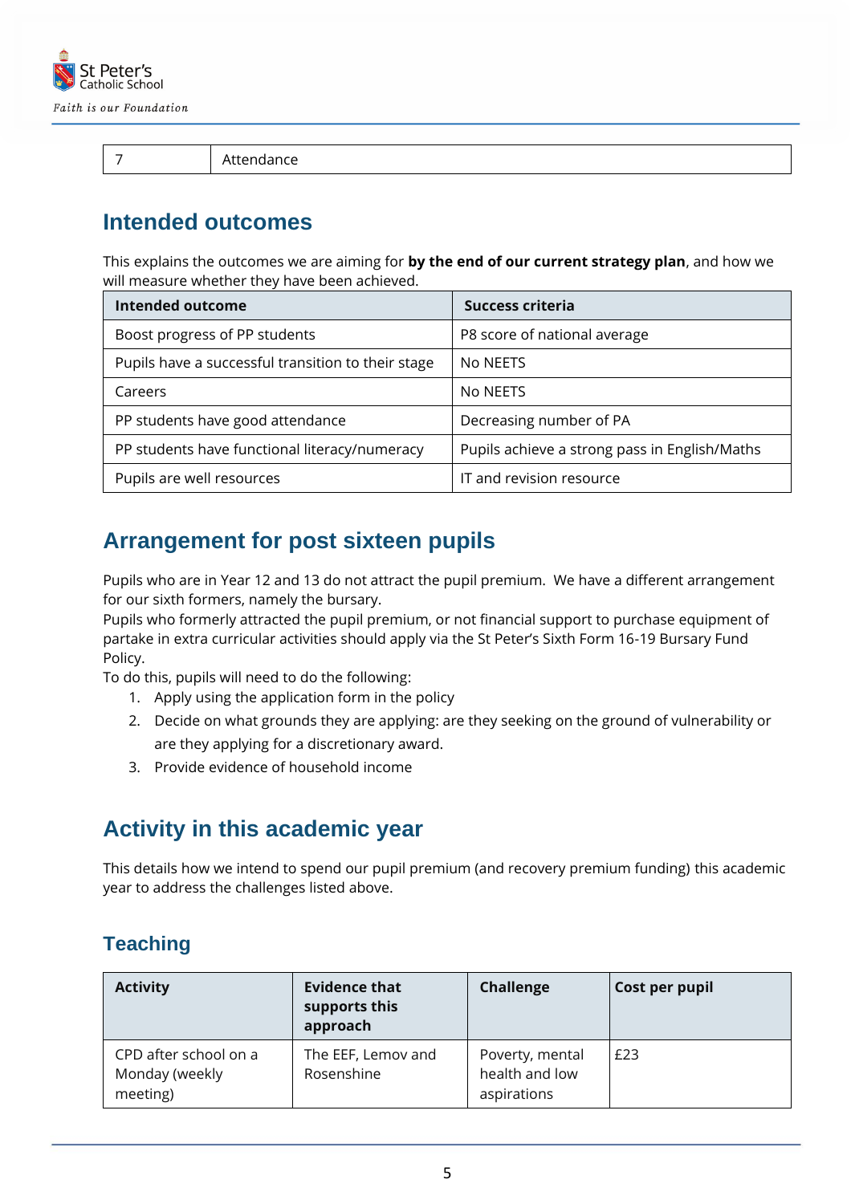| 7 | Attendance |
|---|---|

## Intended outcomes

This explains the outcomes we are aiming for **by the end of our current strategy plan**, and how we will measure whether they have been achieved.

| Intended outcome | Success criteria |
|---|---|
| Boost progress of PP students | P8 score of national average |
| Pupils have a successful transition to their stage | No NEETS |
| Careers | No NEETS |
| PP students have good attendance | Decreasing number of PA |
| PP students have functional literacy/numeracy | Pupils achieve a strong pass in English/Maths |
| Pupils are well resources | IT and revision resource |

## Arrangement for post sixteen pupils

Pupils who are in Year 12 and 13 do not attract the pupil premium. We have a different arrangement for our sixth formers, namely the bursary.
Pupils who formerly attracted the pupil premium, or not financial support to purchase equipment of partake in extra curricular activities should apply via the St Peter's Sixth Form 16-19 Bursary Fund Policy.
To do this, pupils will need to do the following:

1. Apply using the application form in the policy
2. Decide on what grounds they are applying: are they seeking on the ground of vulnerability or are they applying for a discretionary award.
3. Provide evidence of household income

## Activity in this academic year

This details how we intend to spend our pupil premium (and recovery premium funding) this academic year to address the challenges listed above.

### Teaching

| Activity | Evidence that supports this approach | Challenge | Cost per pupil |
|---|---|---|---|
| CPD after school on a Monday (weekly meeting) | The EEF, Lemov and Rosenshine | Poverty, mental health and low aspirations | £23 |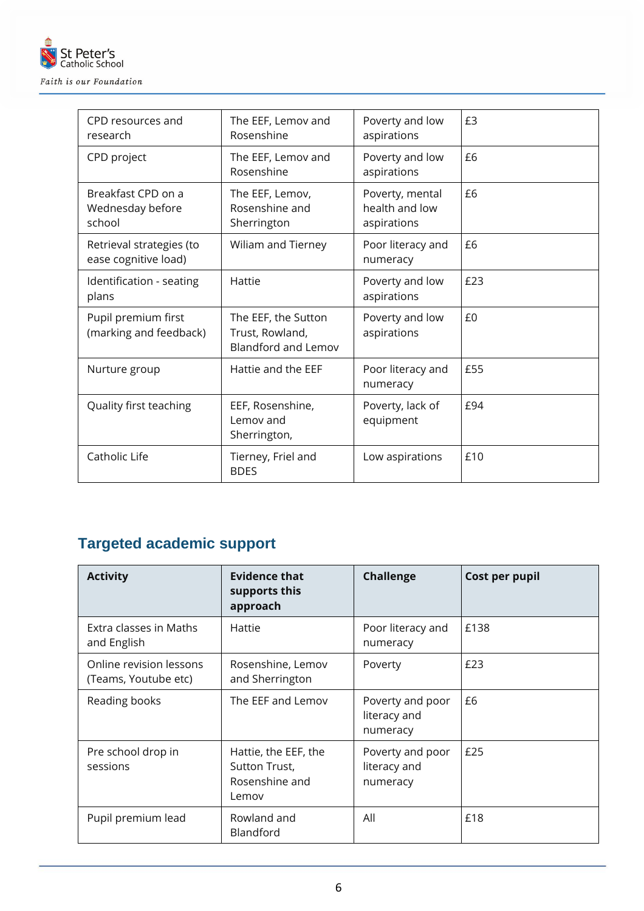| | | | |
|---|---|---|---|
| CPD resources and research | The EEF, Lemov and Rosenshine | Poverty and low aspirations | £3 |
| CPD project | The EEF, Lemov and Rosenshine | Poverty and low aspirations | £6 |
| Breakfast CPD on a Wednesday before school | The EEF, Lemov, Rosenshine and Sherrington | Poverty, mental health and low aspirations | £6 |
| Retrieval strategies (to ease cognitive load) | Wiliam and Tierney | Poor literacy and numeracy | £6 |
| Identification - seating plans | Hattie | Poverty and low aspirations | £23 |
| Pupil premium first (marking and feedback) | The EEF, the Sutton Trust, Rowland, Blandford and Lemov | Poverty and low aspirations | £0 |
| Nurture group | Hattie and the EEF | Poor literacy and numeracy | £55 |
| Quality first teaching | EEF, Rosenshine, Lemov and Sherrington, | Poverty, lack of equipment | £94 |
| Catholic Life | Tierney, Friel and BDES | Low aspirations | £10 |

## Targeted academic support

| Activity | Evidence that supports this approach | Challenge | Cost per pupil |
|---|---|---|---|
| Extra classes in Maths and English | Hattie | Poor literacy and numeracy | £138 |
| Online revision lessons (Teams, Youtube etc) | Rosenshine, Lemov and Sherrington | Poverty | £23 |
| Reading books | The EEF and Lemov | Poverty and poor literacy and numeracy | £6 |
| Pre school drop in sessions | Hattie, the EEF, the Sutton Trust, Rosenshine and Lemov | Poverty and poor literacy and numeracy | £25 |
| Pupil premium lead | Rowland and Blandford | All | £18 |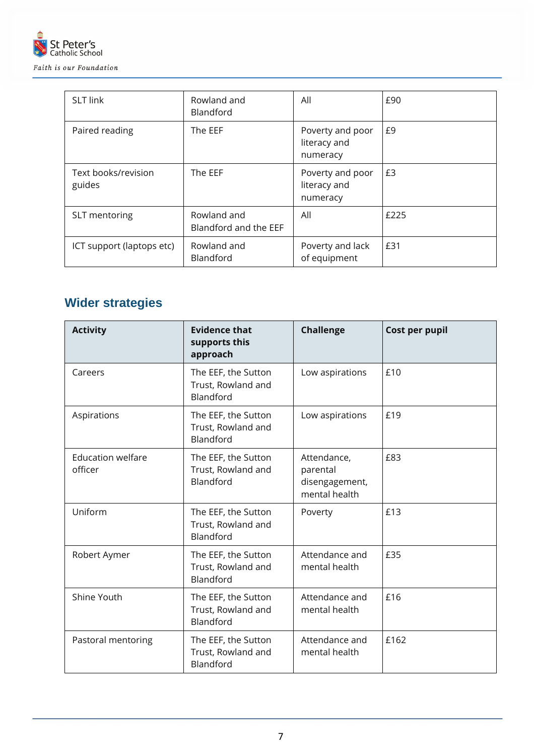| | | | |
|---|---|---|---|
| SLT link | Rowland and Blandford | All | £90 |
| Paired reading | The EEF | Poverty and poor literacy and numeracy | £9 |
| Text books/revision guides | The EEF | Poverty and poor literacy and numeracy | £3 |
| SLT mentoring | Rowland and Blandford and the EEF | All | £225 |
| ICT support (laptops etc) | Rowland and Blandford | Poverty and lack of equipment | £31 |

## Wider strategies

| Activity | Evidence that supports this approach | Challenge | Cost per pupil |
|---|---|---|---|
| Careers | The EEF, the Sutton Trust, Rowland and Blandford | Low aspirations | £10 |
| Aspirations | The EEF, the Sutton Trust, Rowland and Blandford | Low aspirations | £19 |
| Education welfare officer | The EEF, the Sutton Trust, Rowland and Blandford | Attendance, parental disengagement, mental health | £83 |
| Uniform | The EEF, the Sutton Trust, Rowland and Blandford | Poverty | £13 |
| Robert Aymer | The EEF, the Sutton Trust, Rowland and Blandford | Attendance and mental health | £35 |
| Shine Youth | The EEF, the Sutton Trust, Rowland and Blandford | Attendance and mental health | £16 |
| Pastoral mentoring | The EEF, the Sutton Trust, Rowland and Blandford | Attendance and mental health | £162 |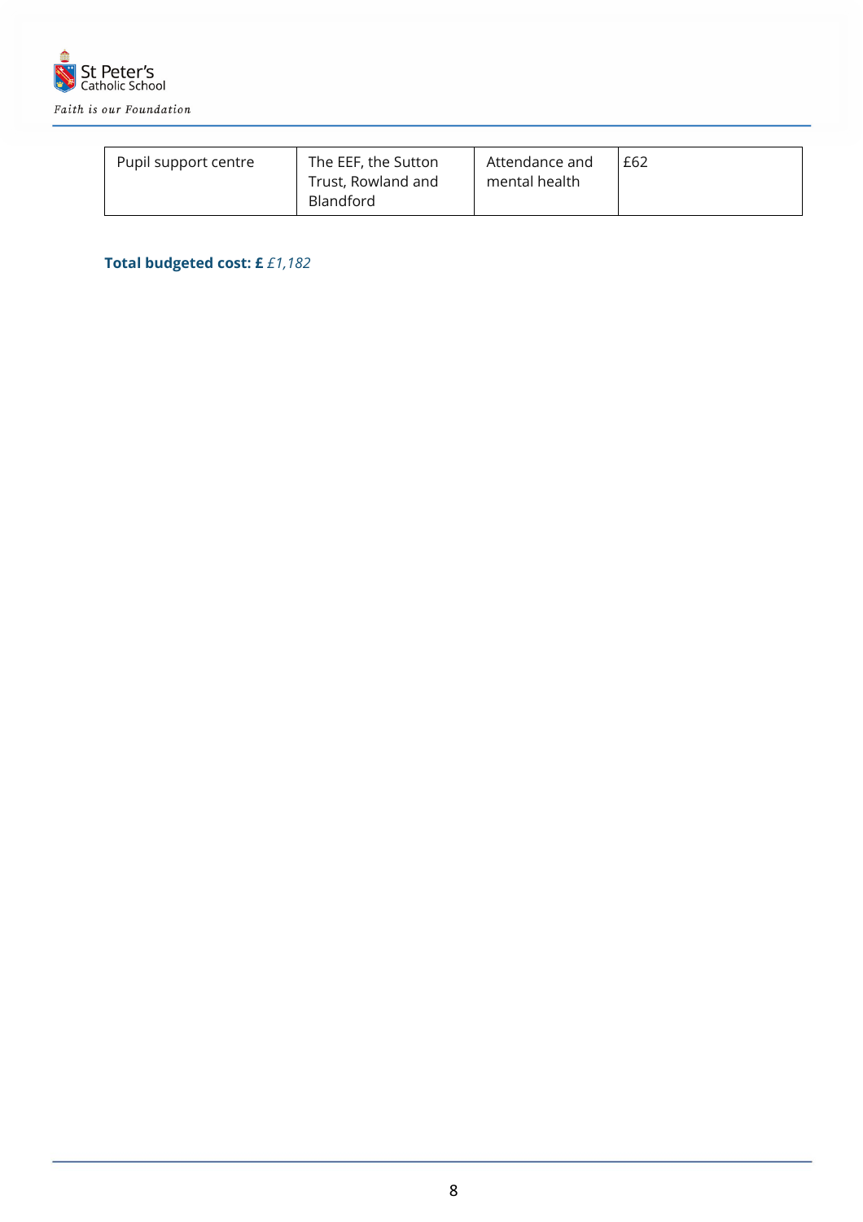| Pupil support centre | The EEF, the Sutton Trust, Rowland and Blandford | Attendance and mental health | £62 |
|---|---|---|---|

**Total budgeted cost: £** *£1,182*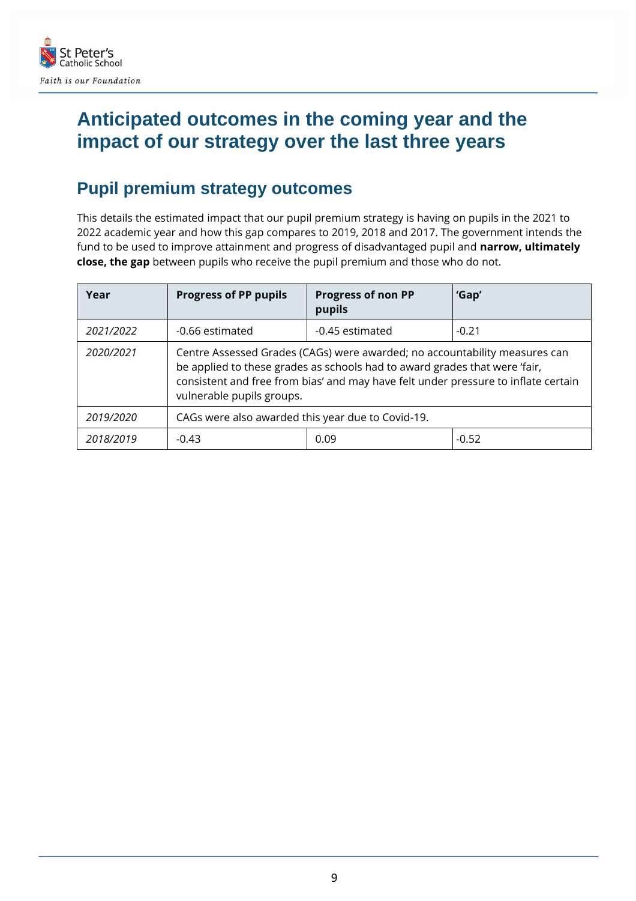# Anticipated outcomes in the coming year and the impact of our strategy over the last three years

## Pupil premium strategy outcomes

This details the estimated impact that our pupil premium strategy is having on pupils in the 2021 to 2022 academic year and how this gap compares to 2019, 2018 and 2017. The government intends the fund to be used to improve attainment and progress of disadvantaged pupil and **narrow, ultimately close, the gap** between pupils who receive the pupil premium and those who do not.

| Year | Progress of PP pupils | Progress of non PP pupils | 'Gap' |
|---|---|---|---|
| *2021/2022* | -0.66 estimated | -0.45 estimated | -0.21 |
| *2020/2021* | Centre Assessed Grades (CAGs) were awarded; no accountability measures can be applied to these grades as schools had to award grades that were 'fair, consistent and free from bias' and may have felt under pressure to inflate certain vulnerable pupils groups. | | |
| *2019/2020* | CAGs were also awarded this year due to Covid-19. | | |
| *2018/2019* | -0.43 | 0.09 | -0.52 |